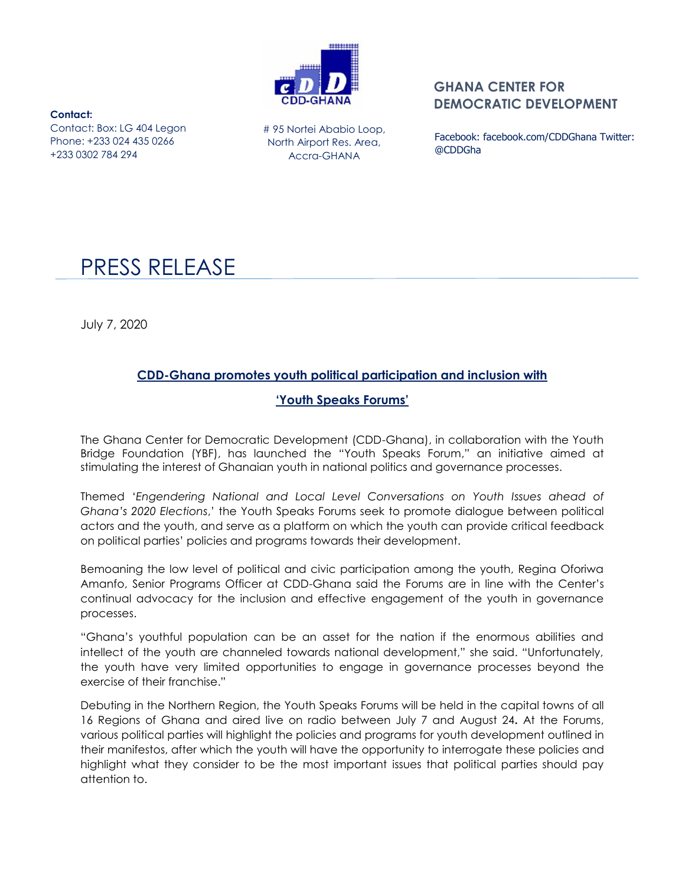**GHANA CENTER FOR DEMOCRATIC DEVELOPMENT**

CDD-GHANA

**Contact:**
Contact: Box: LG 404 Legon
Phone: +233 024 435 0266
+233 0302 784 294

# 95 Nortei Ababio Loop,
North Airport Res. Area,
Accra-GHANA

Facebook: facebook.com/CDDGhana Twitter: @CDDGha

# PRESS RELEASE

July 7, 2020

## CDD-Ghana promotes youth political participation and inclusion with 'Youth Speaks Forums'

The Ghana Center for Democratic Development (CDD-Ghana), in collaboration with the Youth Bridge Foundation (YBF), has launched the "Youth Speaks Forum," an initiative aimed at stimulating the interest of Ghanaian youth in national politics and governance processes.

Themed '*Engendering National and Local Level Conversations on Youth Issues ahead of Ghana's 2020 Elections*,' the Youth Speaks Forums seek to promote dialogue between political actors and the youth, and serve as a platform on which the youth can provide critical feedback on political parties' policies and programs towards their development.

Bemoaning the low level of political and civic participation among the youth, Regina Oforiwa Amanfo, Senior Programs Officer at CDD-Ghana said the Forums are in line with the Center's continual advocacy for the inclusion and effective engagement of the youth in governance processes.

"Ghana's youthful population can be an asset for the nation if the enormous abilities and intellect of the youth are channeled towards national development," she said. "Unfortunately, the youth have very limited opportunities to engage in governance processes beyond the exercise of their franchise."

Debuting in the Northern Region, the Youth Speaks Forums will be held in the capital towns of all 16 Regions of Ghana and aired live on radio between July 7 and August 24**.** At the Forums, various political parties will highlight the policies and programs for youth development outlined in their manifestos, after which the youth will have the opportunity to interrogate these policies and highlight what they consider to be the most important issues that political parties should pay attention to.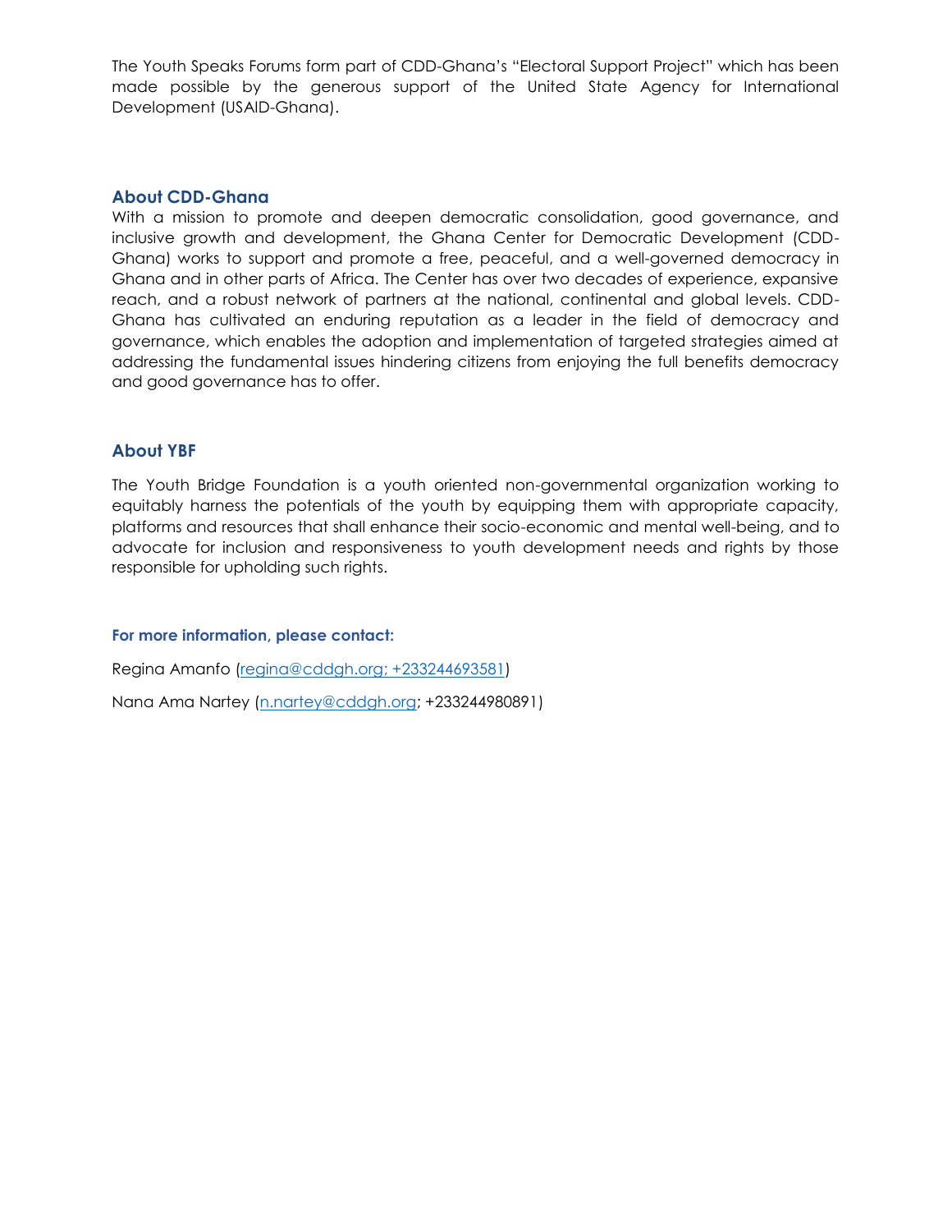The Youth Speaks Forums form part of CDD-Ghana's "Electoral Support Project" which has been made possible by the generous support of the United State Agency for International Development (USAID-Ghana).

## About CDD-Ghana

With a mission to promote and deepen democratic consolidation, good governance, and inclusive growth and development, the Ghana Center for Democratic Development (CDD-Ghana) works to support and promote a free, peaceful, and a well-governed democracy in Ghana and in other parts of Africa. The Center has over two decades of experience, expansive reach, and a robust network of partners at the national, continental and global levels. CDD-Ghana has cultivated an enduring reputation as a leader in the field of democracy and governance, which enables the adoption and implementation of targeted strategies aimed at addressing the fundamental issues hindering citizens from enjoying the full benefits democracy and good governance has to offer.

## About YBF

The Youth Bridge Foundation is a youth oriented non-governmental organization working to equitably harness the potentials of the youth by equipping them with appropriate capacity, platforms and resources that shall enhance their socio-economic and mental well-being, and to advocate for inclusion and responsiveness to youth development needs and rights by those responsible for upholding such rights.

**For more information, please contact:**

Regina Amanfo (regina@cddgh.org; +233244693581)

Nana Ama Nartey (n.nartey@cddgh.org; +233244980891)